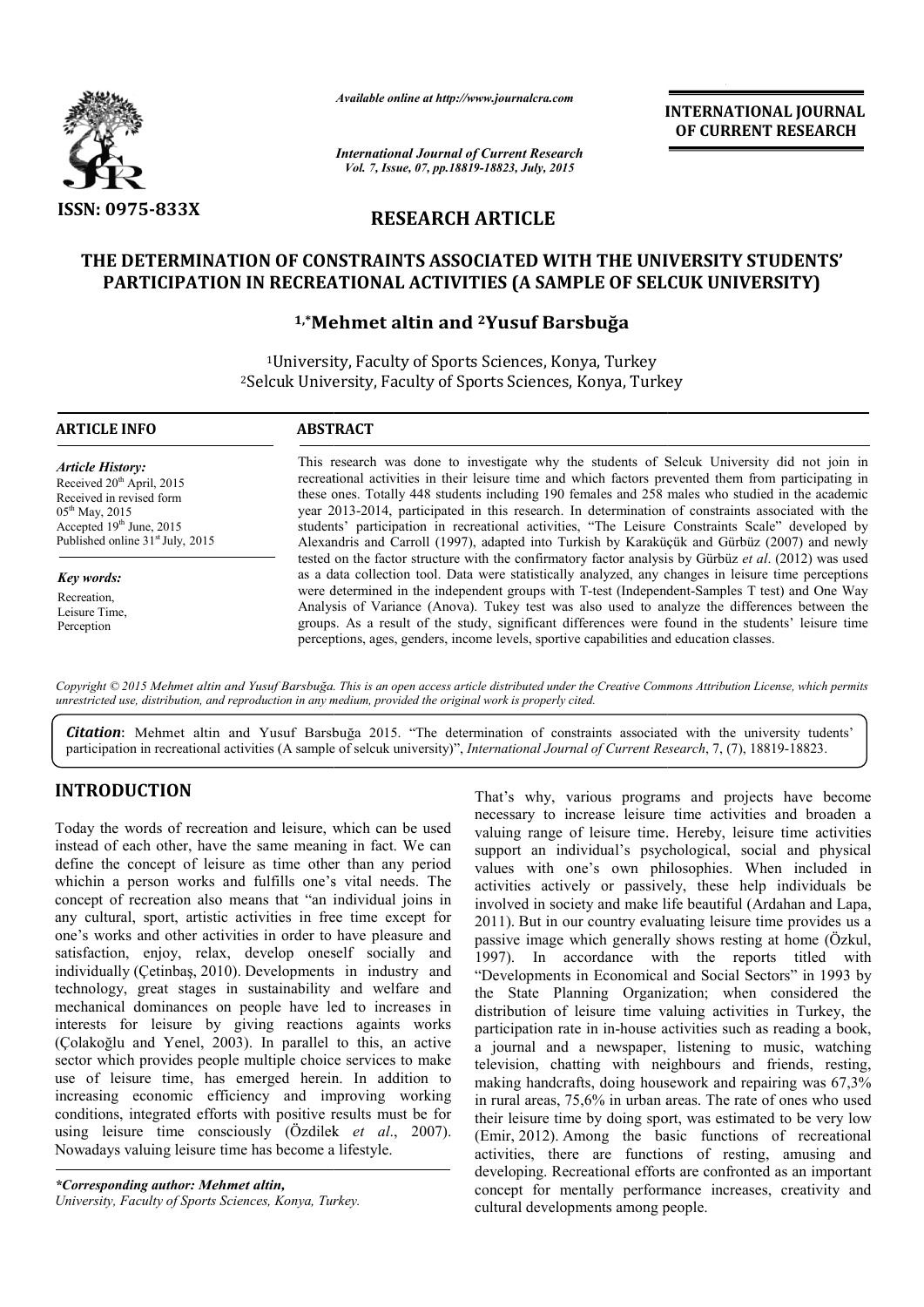*Available online at http://www.journalcra.com*

*International Journal of Current Research*
*Vol. 7, Issue, 07, pp.18819-18823, July, 2015*

**INTERNATIONAL JOURNAL OF CURRENT RESEARCH**

ISSN: 0975-833X

## RESEARCH ARTICLE

# THE DETERMINATION OF CONSTRAINTS ASSOCIATED WITH THE UNIVERSITY STUDENTS' PARTICIPATION IN RECREATIONAL ACTIVITIES (A SAMPLE OF SELCUK UNIVERSITY)

**[1,*]Mehmet altin and [2]Yusuf Barsbuğa**

[1]University, Faculty of Sports Sciences, Konya, Turkey
[2]Selcuk University, Faculty of Sports Sciences, Konya, Turkey

**ARTICLE INFO**

*Article History:*
Received 20th April, 2015
Received in revised form
05th May, 2015
Accepted 19th June, 2015
Published online 31st July, 2015

*Key words:*
Recreation,
Leisure Time,
Perception

**ABSTRACT**

This research was done to investigate why the students of Selcuk University did not join in recreational activities in their leisure time and which factors prevented them from participating in these ones. Totally 448 students including 190 females and 258 males who studied in the academic year 2013-2014, participated in this research. In determination of constraints associated with the students' participation in recreational activities, "The Leisure Constraints Scale" developed by Alexandris and Carroll (1997), adapted into Turkish by Karaküçük and Gürbüz (2007) and newly tested on the factor structure with the confirmatory factor analysis by Gürbüz *et al*. (2012) was used as a data collection tool. Data were statistically analyzed, any changes in leisure time perceptions were determined in the independent groups with T-test (Independent-Samples T test) and One Way Analysis of Variance (Anova). Tukey test was also used to analyze the differences between the groups. As a result of the study, significant differences were found in the students' leisure time perceptions, ages, genders, income levels, sportive capabilities and education classes.

*Copyright © 2015 Mehmet altin and Yusuf Barsbuğa. This is an open access article distributed under the Creative Commons Attribution License, which permits unrestricted use, distribution, and reproduction in any medium, provided the original work is properly cited.*

***Citation***: Mehmet altin and Yusuf Barsbuğa 2015. "The determination of constraints associated with the university tudents' participation in recreational activities (A sample of selcuk university)", *International Journal of Current Research*, 7, (7), 18819-18823.

## INTRODUCTION

Today the words of recreation and leisure, which can be used instead of each other, have the same meaning in fact. We can define the concept of leisure as time other than any period whichin a person works and fulfills one's vital needs. The concept of recreation also means that "an individual joins in any cultural, sport, artistic activities in free time except for one's works and other activities in order to have pleasure and satisfaction, enjoy, relax, develop oneself socially and individually (Çetinbaş, 2010). Developments in industry and technology, great stages in sustainability and welfare and mechanical dominances on people have led to increases in interests for leisure by giving reactions againts works (Çolakoğlu and Yenel, 2003). In parallel to this, an active sector which provides people multiple choice services to make use of leisure time, has emerged herein. In addition to increasing economic efficiency and improving working conditions, integrated efforts with positive results must be for using leisure time consciously (Özdilek *et al*., 2007). Nowadays valuing leisure time has become a lifestyle.

That's why, various programs and projects have become necessary to increase leisure time activities and broaden a valuing range of leisure time. Hereby, leisure time activities support an individual's psychological, social and physical values with one's own philosophies. When included in activities actively or passively, these help individuals be involved in society and make life beautiful (Ardahan and Lapa, 2011). But in our country evaluating leisure time provides us a passive image which generally shows resting at home (Özkul, 1997). In accordance with the reports titled with "Developments in Economical and Social Sectors" in 1993 by the State Planning Organization; when considered the distribution of leisure time valuing activities in Turkey, the participation rate in in-house activities such as reading a book, a journal and a newspaper, listening to music, watching television, chatting with neighbours and friends, resting, making handcrafts, doing housework and repairing was 67,3% in rural areas, 75,6% in urban areas. The rate of ones who used their leisure time by doing sport, was estimated to be very low (Emir, 2012). Among the basic functions of recreational activities, there are functions of resting, amusing and developing. Recreational efforts are confronted as an important concept for mentally performance increases, creativity and cultural developments among people.

*\*Corresponding author: Mehmet altin,*
*University, Faculty of Sports Sciences, Konya, Turkey.*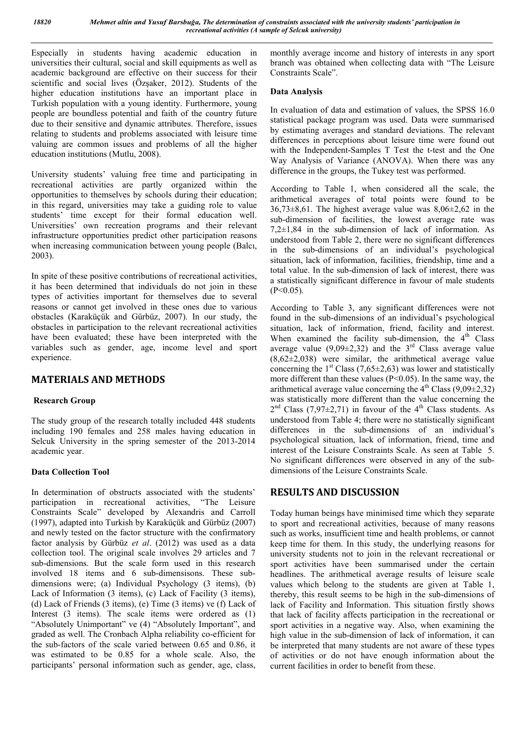Especially in students having academic education in universities their cultural, social and skill equipments as well as academic background are effective on their success for their scientific and social lives (Özşaker, 2012). Students of the higher education institutions have an important place in Turkish population with a young identity. Furthermore, young people are boundless potential and faith of the country future due to their sensitive and dynamic attributes. Therefore, issues relating to students and problems associated with leisure time valuing are common issues and problems of all the higher education institutions (Mutlu, 2008).

University students' valuing free time and participating in recreational activities are partly organized within the opportunities to themselves by schools during their education; in this regard, universities may take a guiding role to value students' time except for their formal education well. Universities' own recreation programs and their relevant infrastructure opportunities predict other participation reasons when increasing communication between young people (Balcı, 2003).

In spite of these positive contributions of recreational activities, it has been determined that individuals do not join in these types of activities important for themselves due to several reasons or cannot get involved in these ones due to various obstacles (Karaküçük and Gürbüz, 2007). In our study, the obstacles in participation to the relevant recreational activities have been evaluated; these have been interpreted with the variables such as gender, age, income level and sport experience.

## MATERIALS AND METHODS

### Research Group

The study group of the research totally included 448 students including 190 females and 258 males having education in Selcuk University in the spring semester of the 2013-2014 academic year.

### Data Collection Tool

In determination of obstructs associated with the students' participation in recreational activities, "The Leisure Constraints Scale" developed by Alexandris and Carroll (1997), adapted into Turkish by Karaküçük and Gürbüz (2007) and newly tested on the factor structure with the confirmatory factor analysis by Gürbüz *et al*. (2012) was used as a data collection tool. The original scale involves 29 articles and 7 sub-dimensions. But the scale form used in this research involved 18 items and 6 sub-dimensisons. These sub-dimensions were; (a) Individual Psychology (3 items), (b) Lack of Information (3 items), (c) Lack of Facility (3 items), (d) Lack of Friends (3 items), (e) Time (3 items) ve (f) Lack of Interest (3 items). The scale items were ordered as (1) "Absolutely Unimportant" ve (4) "Absolutely Important", and graded as well. The Cronbach Alpha reliability co-efficient for the sub-factors of the scale varied between 0.65 and 0.86, it was estimated to be 0.85 for a whole scale. Also, the participants' personal information such as gender, age, class, monthly average income and history of interests in any sport branch was obtained when collecting data with "The Leisure Constraints Scale".

### Data Analysis

In evaluation of data and estimation of values, the SPSS 16.0 statistical package program was used. Data were summarised by estimating averages and standard deviations. The relevant differences in perceptions about leisure time were found out with the Independent-Samples T Test the t-test and the One Way Analysis of Variance (ANOVA). When there was any difference in the groups, the Tukey test was performed.

According to Table 1, when considered all the scale, the arithmetical averages of total points were found to be 36,73±8,61. The highest average value was 8,06±2,62 in the sub-dimension of facilities, the lowest average rate was 7,2±1,84 in the sub-dimension of lack of information. As understood from Table 2, there were no significant differences in the sub-dimensions of an individual's psychological situation, lack of information, facilities, friendship, time and a total value. In the sub-dimension of lack of interest, there was a statistically significant difference in favour of male students ($P<0.05$).

According to Table 3, any significant differences were not found in the sub-dimensions of an individual's psychological situation, lack of information, friend, facility and interest. When examined the facility sub-dimension, the 4th Class average value (9,09±2,32) and the 3rd Class average value (8,62±2,038) were similar, the arithmetical average value concerning the 1st Class (7,65±2,63) was lower and statistically more different than these values ($P<0.05$). In the same way, the arithmetical average value concerning the 4th Class (9,09±2,32) was statistically more different than the value concerning the 2nd Class (7,97±2,71) in favour of the 4th Class students. As understood from Table 4; there were no statistically significant differences in the sub-dimensions of an individual's psychological situation, lack of information, friend, time and interest of the Leisure Constraints Scale. As seen at Table 5. No significant differences were observed in any of the sub-dimensions of the Leisure Constraints Scale.

## RESULTS AND DISCUSSION

Today human beings have minimised time which they separate to sport and recreational activities, because of many reasons such as works, insufficient time and health problems, or cannot keep time for them. In this study, the underlying reasons for university students not to join in the relevant recreational or sport activities have been summarised under the certain headlines. The arithmetical average results of leisure scale values which belong to the students are given at Table 1, thereby, this result seems to be high in the sub-dimensions of lack of Facility and Information. This situation firstly shows that lack of facility affects participation in the recreational or sport activities in a negative way. Also, when examining the high value in the sub-dimension of lack of information, it can be interpreted that many students are not aware of these types of activities or do not have enough information about the current facilities in order to benefit from these.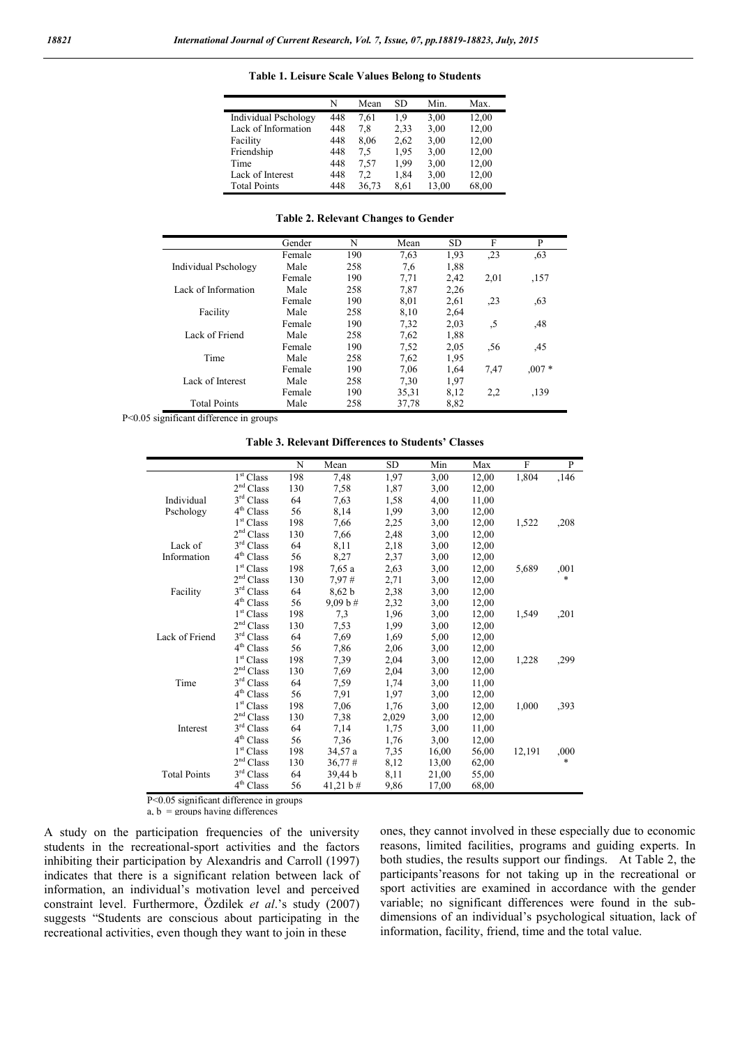**Table 1. Leisure Scale Values Belong to Students**

| | N | Mean | SD | Min. | Max. |
|---|---|---|---|---|---|
| Individual Pschology | 448 | 7,61 | 1,9 | 3,00 | 12,00 |
| Lack of Information | 448 | 7,8 | 2,33 | 3,00 | 12,00 |
| Facility | 448 | 8,06 | 2,62 | 3,00 | 12,00 |
| Friendship | 448 | 7,5 | 1,95 | 3,00 | 12,00 |
| Time | 448 | 7,57 | 1,99 | 3,00 | 12,00 |
| Lack of Interest | 448 | 7,2 | 1,84 | 3,00 | 12,00 |
| Total Points | 448 | 36,73 | 8,61 | 13,00 | 68,00 |

**Table 2. Relevant Changes to Gender**

| | Gender | N | Mean | SD | F | P |
|---|---|---|---|---|---|---|
| Individual Pschology | Female | 190 | 7,63 | 1,93 | ,23 | ,63 |
| | Male | 258 | 7,6 | 1,88 | | |
| Lack of Information | Female | 190 | 7,71 | 2,42 | 2,01 | ,157 |
| | Male | 258 | 7,87 | 2,26 | | |
| Facility | Female | 190 | 8,01 | 2,61 | ,23 | ,63 |
| | Male | 258 | 8,10 | 2,64 | | |
| Lack of Friend | Female | 190 | 7,32 | 2,03 | ,5 | ,48 |
| | Male | 258 | 7,62 | 1,88 | | |
| Time | Female | 190 | 7,52 | 2,05 | ,56 | ,45 |
| | Male | 258 | 7,62 | 1,95 | | |
| Lack of Interest | Female | 190 | 7,06 | 1,64 | 7,47 | ,007 * |
| | Male | 258 | 7,30 | 1,97 | | |
| Total Points | Female | 190 | 35,31 | 8,12 | 2,2 | ,139 |
| | Male | 258 | 37,78 | 8,82 | | |

P<0.05 significant difference in groups

**Table 3. Relevant Differences to Students' Classes**

| | | N | Mean | SD | Min | Max | F | P |
|---|---|---|---|---|---|---|---|---|
| Individual Pschology | 1st Class | 198 | 7,48 | 1,97 | 3,00 | 12,00 | 1,804 | ,146 |
| | 2nd Class | 130 | 7,58 | 1,87 | 3,00 | 12,00 | | |
| | 3rd Class | 64 | 7,63 | 1,58 | 4,00 | 11,00 | | |
| | 4th Class | 56 | 8,14 | 1,99 | 3,00 | 12,00 | | |
| Lack of Information | 1st Class | 198 | 7,66 | 2,25 | 3,00 | 12,00 | 1,522 | ,208 |
| | 2nd Class | 130 | 7,66 | 2,48 | 3,00 | 12,00 | | |
| | 3rd Class | 64 | 8,11 | 2,18 | 3,00 | 12,00 | | |
| | 4th Class | 56 | 8,27 | 2,37 | 3,00 | 12,00 | | |
| Facility | 1st Class | 198 | 7,65 a | 2,63 | 3,00 | 12,00 | 5,689 | ,001 * |
| | 2nd Class | 130 | 7,97 # | 2,71 | 3,00 | 12,00 | | |
| | 3rd Class | 64 | 8,62 b | 2,38 | 3,00 | 12,00 | | |
| | 4th Class | 56 | 9,09 b # | 2,32 | 3,00 | 12,00 | | |
| Lack of Friend | 1st Class | 198 | 7,3 | 1,96 | 3,00 | 12,00 | 1,549 | ,201 |
| | 2nd Class | 130 | 7,53 | 1,99 | 3,00 | 12,00 | | |
| | 3rd Class | 64 | 7,69 | 1,69 | 5,00 | 12,00 | | |
| | 4th Class | 56 | 7,86 | 2,06 | 3,00 | 12,00 | | |
| Time | 1st Class | 198 | 7,39 | 2,04 | 3,00 | 12,00 | 1,228 | ,299 |
| | 2nd Class | 130 | 7,69 | 2,04 | 3,00 | 12,00 | | |
| | 3rd Class | 64 | 7,59 | 1,74 | 3,00 | 11,00 | | |
| | 4th Class | 56 | 7,91 | 1,97 | 3,00 | 12,00 | | |
| Interest | 1st Class | 198 | 7,06 | 1,76 | 3,00 | 12,00 | 1,000 | ,393 |
| | 2nd Class | 130 | 7,38 | 2,029 | 3,00 | 12,00 | | |
| | 3rd Class | 64 | 7,14 | 1,75 | 3,00 | 11,00 | | |
| | 4th Class | 56 | 7,36 | 1,76 | 3,00 | 12,00 | | |
| Total Points | 1st Class | 198 | 34,57 a | 7,35 | 16,00 | 56,00 | 12,191 | ,000 * |
| | 2nd Class | 130 | 36,77 # | 8,12 | 13,00 | 62,00 | | |
| | 3rd Class | 64 | 39,44 b | 8,11 | 21,00 | 55,00 | | |
| | 4th Class | 56 | 41,21 b # | 9,86 | 17,00 | 68,00 | | |

P<0.05 significant difference in groups

a, b = groups having differences

A study on the participation frequencies of the university students in the recreational-sport activities and the factors inhibiting their participation by Alexandris and Carroll (1997) indicates that there is a significant relation between lack of information, an individual's motivation level and perceived constraint level. Furthermore, Özdilek *et al*.'s study (2007) suggests "Students are conscious about participating in the recreational activities, even though they want to join in these ones, they cannot involved in these especially due to economic reasons, limited facilities, programs and guiding experts. In both studies, the results support our findings. At Table 2, the participants'reasons for not taking up in the recreational or sport activities are examined in accordance with the gender variable; no significant differences were found in the sub-dimensions of an individual's psychological situation, lack of information, facility, friend, time and the total value.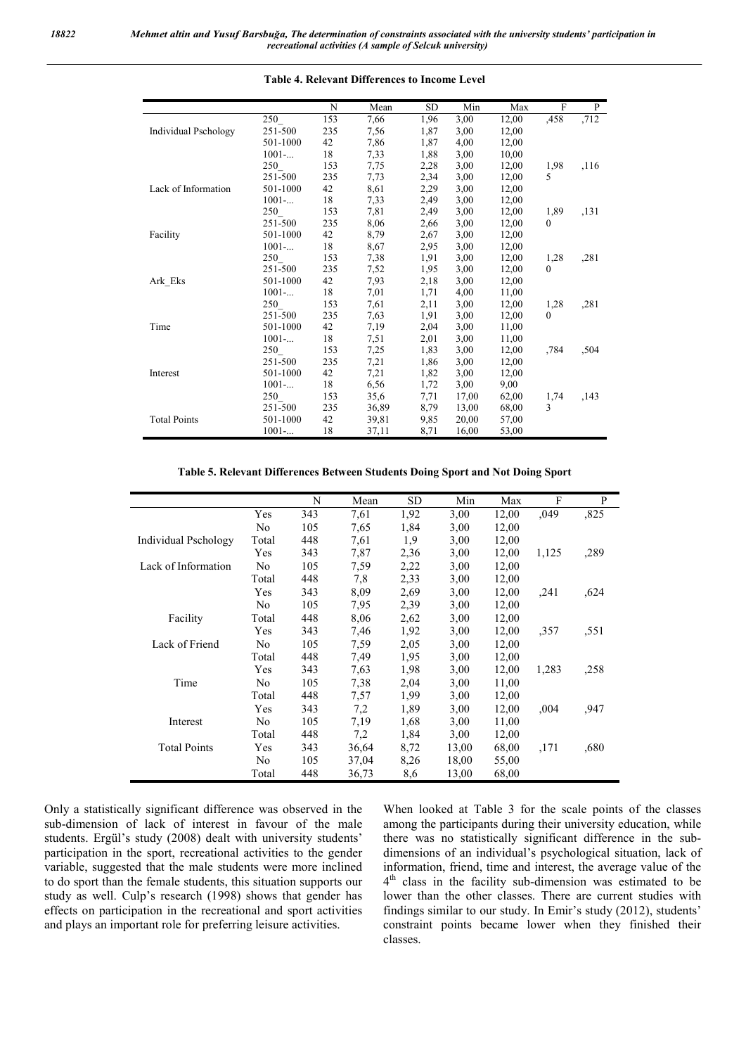**Table 4. Relevant Differences to Income Level**

| | | N | Mean | SD | Min | Max | F | P |
|---|---|---|---|---|---|---|---|---|
| | 250_ | 153 | 7,66 | 1,96 | 3,00 | 12,00 | ,458 | ,712 |
| Individual Pschology | 251-500 | 235 | 7,56 | 1,87 | 3,00 | 12,00 | | |
| | 501-1000 | 42 | 7,86 | 1,87 | 4,00 | 12,00 | | |
| | 1001-... | 18 | 7,33 | 1,88 | 3,00 | 10,00 | | |
| | 250_ | 153 | 7,75 | 2,28 | 3,00 | 12,00 | 1,98 5 | ,116 |
| Lack of Information | 251-500 | 235 | 7,73 | 2,34 | 3,00 | 12,00 | | |
| | 501-1000 | 42 | 8,61 | 2,29 | 3,00 | 12,00 | | |
| | 1001-... | 18 | 7,33 | 2,49 | 3,00 | 12,00 | | |
| | 250_ | 153 | 7,81 | 2,49 | 3,00 | 12,00 | 1,89 0 | ,131 |
| Facility | 251-500 | 235 | 8,06 | 2,66 | 3,00 | 12,00 | | |
| | 501-1000 | 42 | 8,79 | 2,67 | 3,00 | 12,00 | | |
| | 1001-... | 18 | 8,67 | 2,95 | 3,00 | 12,00 | | |
| | 250_ | 153 | 7,38 | 1,91 | 3,00 | 12,00 | 1,28 0 | ,281 |
| Ark_Eks | 251-500 | 235 | 7,52 | 1,95 | 3,00 | 12,00 | | |
| | 501-1000 | 42 | 7,93 | 2,18 | 3,00 | 12,00 | | |
| | 1001-... | 18 | 7,01 | 1,71 | 4,00 | 11,00 | | |
| | 250_ | 153 | 7,61 | 2,11 | 3,00 | 12,00 | 1,28 0 | ,281 |
| Time | 251-500 | 235 | 7,63 | 1,91 | 3,00 | 12,00 | | |
| | 501-1000 | 42 | 7,19 | 2,04 | 3,00 | 11,00 | | |
| | 1001-... | 18 | 7,51 | 2,01 | 3,00 | 11,00 | | |
| | 250_ | 153 | 7,25 | 1,83 | 3,00 | 12,00 | ,784 | ,504 |
| Interest | 251-500 | 235 | 7,21 | 1,86 | 3,00 | 12,00 | | |
| | 501-1000 | 42 | 7,21 | 1,82 | 3,00 | 12,00 | | |
| | 1001-... | 18 | 6,56 | 1,72 | 3,00 | 9,00 | | |
| | 250_ | 153 | 35,6 | 7,71 | 17,00 | 62,00 | 1,74 3 | ,143 |
| Total Points | 251-500 | 235 | 36,89 | 8,79 | 13,00 | 68,00 | | |
| | 501-1000 | 42 | 39,81 | 9,85 | 20,00 | 57,00 | | |
| | 1001-... | 18 | 37,11 | 8,71 | 16,00 | 53,00 | | |

**Table 5. Relevant Differences Between Students Doing Sport and Not Doing Sport**

| | | N | Mean | SD | Min | Max | F | P |
|---|---|---|---|---|---|---|---|---|
| | Yes | 343 | 7,61 | 1,92 | 3,00 | 12,00 | ,049 | ,825 |
| | No | 105 | 7,65 | 1,84 | 3,00 | 12,00 | | |
| Individual Pschology | Total | 448 | 7,61 | 1,9 | 3,00 | 12,00 | | |
| | Yes | 343 | 7,87 | 2,36 | 3,00 | 12,00 | 1,125 | ,289 |
| Lack of Information | No | 105 | 7,59 | 2,22 | 3,00 | 12,00 | | |
| | Total | 448 | 7,8 | 2,33 | 3,00 | 12,00 | | |
| | Yes | 343 | 8,09 | 2,69 | 3,00 | 12,00 | ,241 | ,624 |
| | No | 105 | 7,95 | 2,39 | 3,00 | 12,00 | | |
| Facility | Total | 448 | 8,06 | 2,62 | 3,00 | 12,00 | | |
| | Yes | 343 | 7,46 | 1,92 | 3,00 | 12,00 | ,357 | ,551 |
| Lack of Friend | No | 105 | 7,59 | 2,05 | 3,00 | 12,00 | | |
| | Total | 448 | 7,49 | 1,95 | 3,00 | 12,00 | | |
| | Yes | 343 | 7,63 | 1,98 | 3,00 | 12,00 | 1,283 | ,258 |
| Time | No | 105 | 7,38 | 2,04 | 3,00 | 11,00 | | |
| | Total | 448 | 7,57 | 1,99 | 3,00 | 12,00 | | |
| | Yes | 343 | 7,2 | 1,89 | 3,00 | 12,00 | ,004 | ,947 |
| Interest | No | 105 | 7,19 | 1,68 | 3,00 | 11,00 | | |
| | Total | 448 | 7,2 | 1,84 | 3,00 | 12,00 | | |
| Total Points | Yes | 343 | 36,64 | 8,72 | 13,00 | 68,00 | ,171 | ,680 |
| | No | 105 | 37,04 | 8,26 | 18,00 | 55,00 | | |
| | Total | 448 | 36,73 | 8,6 | 13,00 | 68,00 | | |

Only a statistically significant difference was observed in the sub-dimension of lack of interest in favour of the male students. Ergül's study (2008) dealt with university students' participation in the sport, recreational activities to the gender variable, suggested that the male students were more inclined to do sport than the female students, this situation supports our study as well. Culp's research (1998) shows that gender has effects on participation in the recreational and sport activities and plays an important role for preferring leisure activities.

When looked at Table 3 for the scale points of the classes among the participants during their university education, while there was no statistically significant difference in the sub-dimensions of an individual's psychological situation, lack of information, friend, time and interest, the average value of the 4th class in the facility sub-dimension was estimated to be lower than the other classes. There are current studies with findings similar to our study. In Emir's study (2012), students' constraint points became lower when they finished their classes.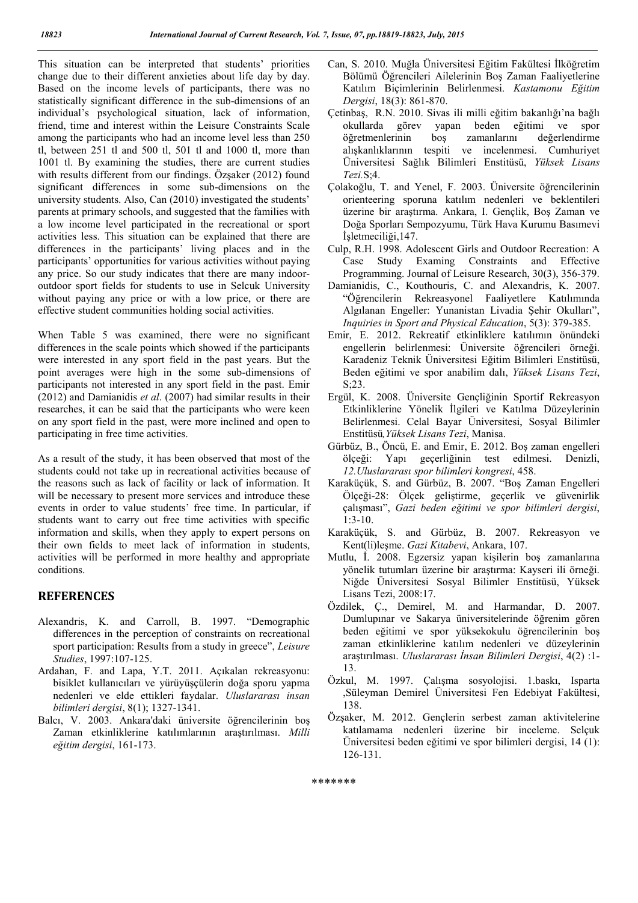This situation can be interpreted that students' priorities change due to their different anxieties about life day by day. Based on the income levels of participants, there was no statistically significant difference in the sub-dimensions of an individual's psychological situation, lack of information, friend, time and interest within the Leisure Constraints Scale among the participants who had an income level less than 250 tl, between 251 tl and 500 tl, 501 tl and 1000 tl, more than 1001 tl. By examining the studies, there are current studies with results different from our findings. Özşaker (2012) found significant differences in some sub-dimensions on the university students. Also, Can (2010) investigated the students' parents at primary schools, and suggested that the families with a low income level participated in the recreational or sport activities less. This situation can be explained that there are differences in the participants' living places and in the participants' opportunities for various activities without paying any price. So our study indicates that there are many indoor-outdoor sport fields for students to use in Selcuk University without paying any price or with a low price, or there are effective student communities holding social activities.

When Table 5 was examined, there were no significant differences in the scale points which showed if the participants were interested in any sport field in the past years. But the point averages were high in the some sub-dimensions of participants not interested in any sport field in the past. Emir (2012) and Damianidis *et al*. (2007) had similar results in their researches, it can be said that the participants who were keen on any sport field in the past, were more inclined and open to participating in free time activities.

As a result of the study, it has been observed that most of the students could not take up in recreational activities because of the reasons such as lack of facility or lack of information. It will be necessary to present more services and introduce these events in order to value students' free time. In particular, if students want to carry out free time activities with specific information and skills, when they apply to expert persons on their own fields to meet lack of information in students, activities will be performed in more healthy and appropriate conditions.

## REFERENCES

Alexandris, K. and Carroll, B. 1997. "Demographic differences in the perception of constraints on recreational sport participation: Results from a study in greece", *Leisure Studies*, 1997:107-125.

Ardahan, F. and Lapa, Y.T. 2011. Açıkalan rekreasyonu: bisiklet kullanıcıları ve yürüyüşçülerin doğa sporu yapma nedenleri ve elde ettikleri faydalar. *Uluslararası insan bilimleri dergisi*, 8(1); 1327-1341.

Balcı, V. 2003. Ankara'daki üniversite öğrencilerinin boş Zaman etkinliklerine katılımlarının araştırılması. *Milli eğitim dergisi*, 161-173.

Can, S. 2010. Muğla Üniversitesi Eğitim Fakültesi İlköğretim Bölümü Öğrencileri Ailelerinin Boş Zaman Faaliyetlerine Katılım Biçimlerinin Belirlenmesi. *Kastamonu Eğitim Dergisi*, 18(3): 861-870.

Çetinbaş, R.N. 2010. Sivas ili milli eğitim bakanlığı'na bağlı okullarda görev yapan beden eğitimi ve spor öğretmenlerinin boş zamanlarını değerlendirme alışkanlıklarının tespiti ve incelenmesi. Cumhuriyet Üniversitesi Sağlık Bilimleri Enstitüsü, *Yüksek Lisans Tezi.*S;4.

Çolakoğlu, T. and Yenel, F. 2003. Üniversite öğrencilerinin orienteering sporuna katılım nedenleri ve beklentileri üzerine bir araştırma. Ankara, I. Gençlik, Boş Zaman ve Doğa Sporları Sempozyumu, Türk Hava Kurumu Basımevi İşletmeciliği,147.

Culp, R.H. 1998. Adolescent Girls and Outdoor Recreation: A Case Study Examing Constraints and Effective Programming. Journal of Leisure Research, 30(3), 356-379.

Damianidis, C., Kouthouris, C. and Alexandris, K. 2007. "Öğrencilerin Rekreasyonel Faaliyetlere Katılımında Algılanan Engeller: Yunanistan Livadia Şehir Okulları", *Inquiries in Sport and Physical Education*, 5(3): 379-385.

Emir, E. 2012. Rekreatif etkinliklere katılımın önündeki engellerin belirlenmesi: Üniversite öğrencileri örneği. Karadeniz Teknik Üniversitesi Eğitim Bilimleri Enstitüsü, Beden eğitimi ve spor anabilim dalı, *Yüksek Lisans Tezi*, S;23.

Ergül, K. 2008. Üniversite Gençliğinin Sportif Rekreasyon Etkinliklerine Yönelik İlgileri ve Katılma Düzeylerinin Belirlenmesi. Celal Bayar Üniversitesi, Sosyal Bilimler Enstitüsü,*Yüksek Lisans Tezi*, Manisa.

Gürbüz, B., Öncü, E. and Emir, E. 2012. Boş zaman engelleri ölçeği: Yapı geçerliğinin test edilmesi. Denizli, *12.Uluslararası spor bilimleri kongresi*, 458.

Karaküçük, S. and Gürbüz, B. 2007. "Boş Zaman Engelleri Ölçeği-28: Ölçek geliştirme, geçerlik ve güvenirlik çalışması", *Gazi beden eğitimi ve spor bilimleri dergisi*, 1:3-10.

Karaküçük, S. and Gürbüz, B. 2007. Rekreasyon ve Kent(li)leşme. *Gazi Kitabevi*, Ankara, 107.

Mutlu, İ. 2008. Egzersiz yapan kişilerin boş zamanlarına yönelik tutumları üzerine bir araştırma: Kayseri ili örneği. Niğde Üniversitesi Sosyal Bilimler Enstitüsü, Yüksek Lisans Tezi, 2008:17.

Özdilek, Ç., Demirel, M. and Harmandar, D. 2007. Dumlupınar ve Sakarya üniversitelerinde öğrenim gören beden eğitimi ve spor yüksekokulu öğrencilerinin boş zaman etkinliklerine katılım nedenleri ve düzeylerinin araştırılması. *Uluslararası İnsan Bilimleri Dergisi*, 4(2) :1-13.

Özkul, M. 1997. Çalışma sosyolojisi. 1.baskı, Isparta ,Süleyman Demirel Üniversitesi Fen Edebiyat Fakültesi, 138.

Özşaker, M. 2012. Gençlerin serbest zaman aktivitelerine katılamama nedenleri üzerine bir inceleme. Selçuk Üniversitesi beden eğitimi ve spor bilimleri dergisi, 14 (1): 126-131.

*******